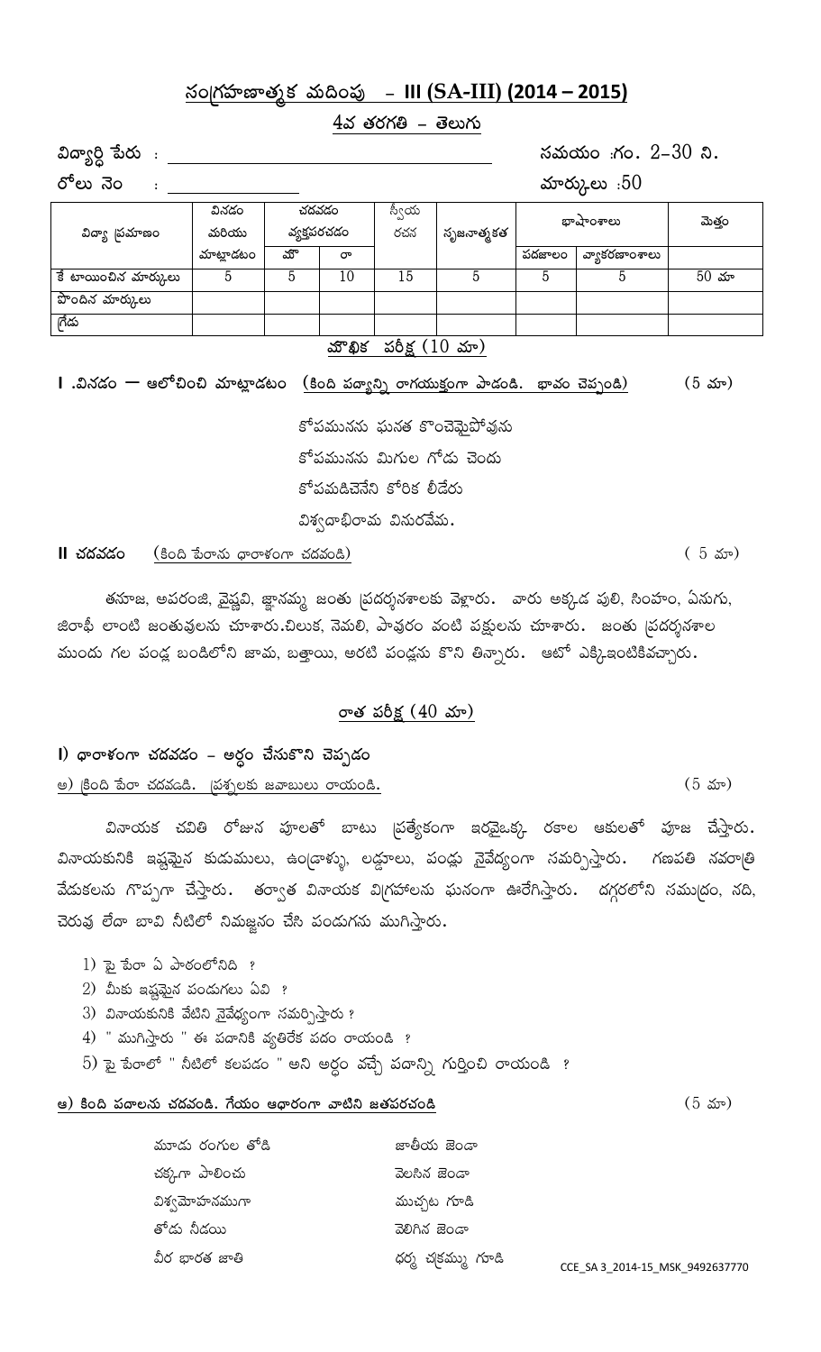# సంగ్రహణాత్మక మదింపు – III (SA-III) (2014 – 2015)

## 4వ తరగతి – తెలుగు

విద్యార్థి పేరు : ______________________ సమయం :గం. 2–30 ని.

రోలు నెం : ____________ మార్కులు :50

| విద్యా ప్రమాణం | వినడం మరియు మాట్లాడటం | చదవడం వ్యక్తపరచడం | | స్వీయ రచన | సృజనాత్మకత | భాషాంశాలు | | మొత్తం |
|---|---|---|---|---|---|---|---|---|
| | | మౌ | రా | | | పదజాలం | వ్యాకరణాంశాలు | |
| కే టాయించిన మార్కులు | 5 | 5 | 10 | 15 | 5 | 5 | 5 | 50 మా |
| పొందిన మార్కులు | | | | | | | | |
| గ్రేడు | | | | | | | | |

## మౌఖిక పరీక్ష (10 మా)

**I .వినడం — ఆలోచించి మాట్లాడటం** (కింది పద్యాన్ని రాగయుక్తంగా పాడండి. భావం చెప్పండి) (5 మా)

కోపమునను ఘనత కొంచెమైపోవును
కోపమునను మిగుల గోడు చెందు
కోపమడిచెనేని కోరిక లీడేరు
విశ్వదాభిరామ వినురవేమ.

**II చదవడం** (కింది పేరాను ధారాళంగా చదవండి) ( 5 మా)

తనూజ, అపరంజి, వైష్ణవి, జ్ఞానమ్మ జంతు ప్రదర్శనశాలకు వెళ్లారు. వారు అక్కడ పులి, సింహం, ఏనుగు, జిరాఫీ లాంటి జంతువులను చూశారు.చిలుక, నెమలి, పావురం వంటి పక్షులను చూశారు. జంతు ప్రదర్శనశాల ముందు గల పండ్ల బండిలోని జామ, బత్తాయి, అరటి పండ్లను కొని తిన్నారు. ఆటో ఎక్కిఇంటికివచ్చారు.

## రాత పరీక్ష (40 మా)

### I) ధారాళంగా చదవడం – అర్థం చేసుకొని చెప్పడం

అ) క్రింది పేరా చదవడడి. ప్రశ్నలకు జవాబులు రాయండి. (5 మా)

వినాయక చవితి రోజున పూలతో బాటు ప్రత్యేకంగా ఇరవైఒక్క రకాల ఆకులతో పూజ చేస్తారు. వినాయకునికి ఇష్టమైన కుడుములు, ఉండ్రాళ్ళు, లడ్డూలు, పండ్లు నైవేద్యంగా సమర్పిస్తారు. గణపతి నవరాత్రి వేడుకలను గొప్పగా చేస్తారు. తర్వాత వినాయక విగ్రహాలను ఘనంగా ఊరేగిస్తారు. దగ్గరలోని సముద్రం, నది, చెరువు లేదా బావి నీటిలో నిమజ్జనం చేసి పండుగను ముగిస్తారు.

1) పై పేరా ఏ పాఠంలోనిది ?
2) మీకు ఇష్టమైన పండుగలు ఏవి ?
3) వినాయకునికి వేటిని నైవేద్యంగా సమర్పిస్తారు ?
4) " ముగిస్తారు " ఈ పదానికి వ్యతిరేక పదం రాయండి ?
5) పై పేరాలో " నీటిలో కలపడం " అని అర్థం వచ్చే పదాన్ని గుర్తించి రాయండి ?

**ఆ) కింది పదాలను చదవండి. గేయం ఆధారంగా వాటిని జతపరచండి** (5 మా)

| | |
|---|---|
| మూడు రంగుల తోడి | జాతీయ జెండా |
| చక్కగా పాలించు | వెలసిన జెండా |
| విశ్వమోహనముగా | ముచ్చట గూడి |
| తోడు నీడయి | వెలిగిన జెండా |
| వీర భారత జాతి | ధర్మ చక్రమ్ము గూడి |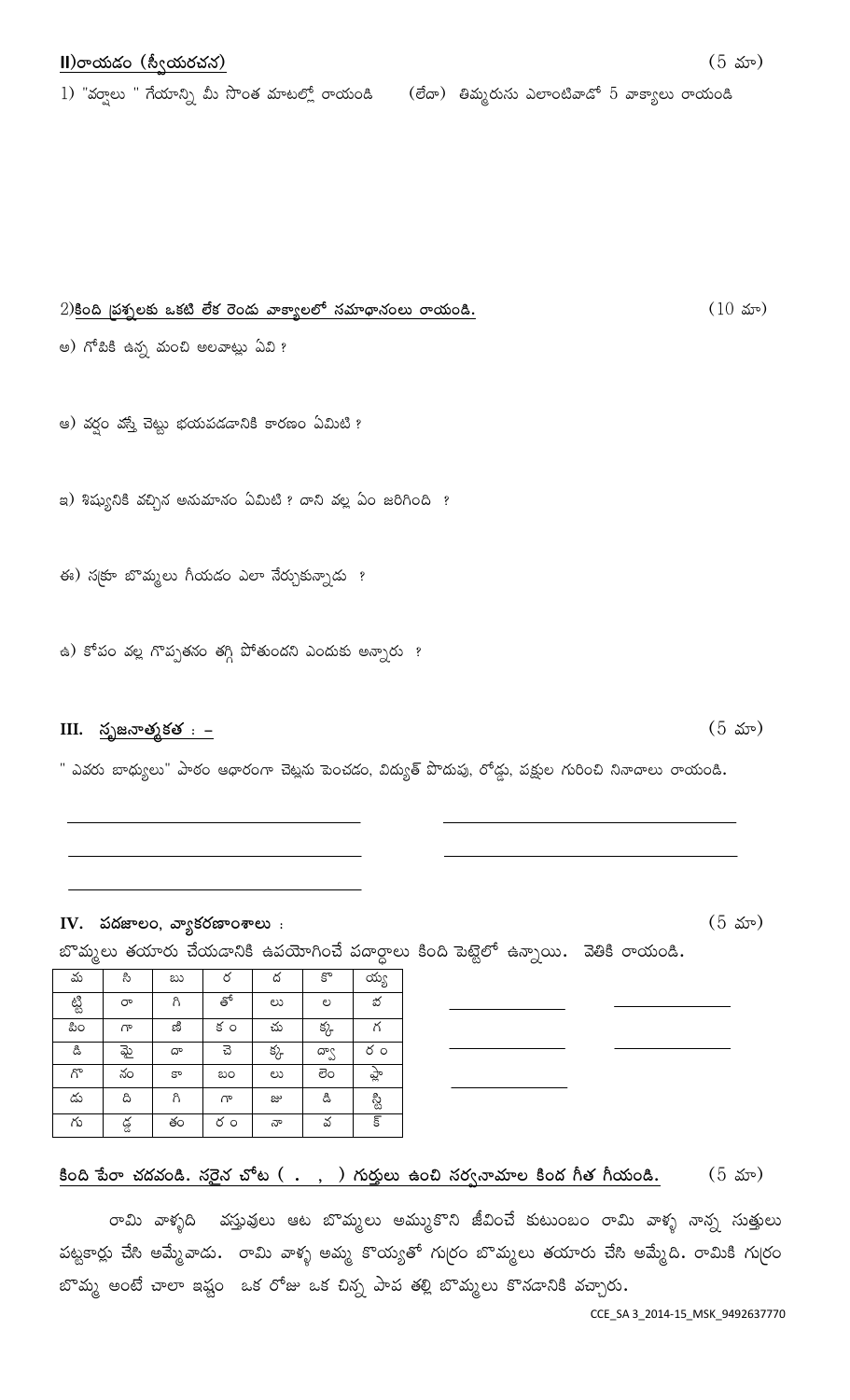## II)రాయడం (స్వీయరచన) (5 మా)

1) "వర్షాలు " గేయాన్ని మీ సొంత మాటల్లో రాయండి (లేదా) తిమ్మరుసు ఎలాంటివాడో 5 వాక్యాలు రాయండి

2)**కింది ప్రశ్నలకు ఒకటి లేక రెండు వాక్యాలలో సమాధానంలు రాయండి.** (10 మా)

అ) గోపికి ఉన్న మంచి అలవాట్లు ఏవి ?

ఆ) వర్షం వస్తే చెట్టు భయపడడానికి కారణం ఏమిటి ?

ఇ) శిష్యునికి వచ్చిన అనుమానం ఏమిటి ? దాని వల్ల ఏం జరిగింది ?

ఈ) నక్రా బొమ్మలు గీయడం ఎలా నేర్చుకున్నాడు ?

ఉ) కోపం వల్ల గొప్పతనం తగ్గి పోతుందని ఎందుకు అన్నారు ?

## III. సృజనాత్మకత : – (5 మా)

" ఎవరు బాధ్యులు" పాఠం ఆధారంగా చెట్లను పెంచడం, విద్యుత్ పొదుపు, రోడ్డు, పక్షుల గురించి నినాదాలు రాయండి.

______________________ ______________________

______________________ ______________________

______________________

## IV. పదజాలం, వ్యాకరణాంశాలు : (5 మా)

బొమ్మలు తయారు చేయడానికి ఉపయోగించే పదార్థాలు కింది పెట్టెలో ఉన్నాయి. వెతికి రాయండి.

| మ | సి | బు | ర | ద | కొ | య్య |
|---|---|---|---|---|---|---|
| ట్టి | రా | గి | తో | లు | ల | వ |
| పిం | గా | జి | క ం | చు | క్క | గ |
| డి | షై | దా | చె | క్క | ద్వా | ర ం |
| గొ | నం | కా | బం | లు | లెం | ప్లా |
| డు | ది | గి | గా | జు | డి | స్టి |
| గు | డ్డ | తం | ర ం | నా | వ | క్ |

______________ ______________

______________ ______________

______________

**కింది పేరా చదవండి. సరైన చోట ( . , ) గుర్తులు ఉంచి సర్వనామాల కింద గీత గీయండి.** (5 మా)

రామి వాళ్ళది వస్తువులు ఆట బొమ్మలు అమ్ముకొని జీవించే కుటుంబం రామి వాళ్ళ నాన్న సుత్తులు పట్టకార్లు చేసి అమ్మేవాడు. రామి వాళ్ళ అమ్మ కొయ్యతో గుర్రం బొమ్మలు తయారు చేసి అమ్మేది. రామికి గుర్రం బొమ్మ అంటే చాలా ఇష్టం ఒక రోజు ఒక చిన్న పాప తల్లి బొమ్మలు కొనడానికి వచ్చారు.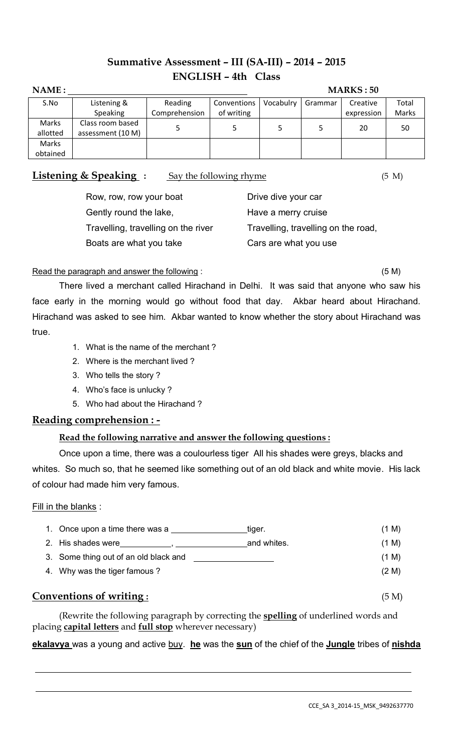# Summative Assessment – III (SA-III) – 2014 – 2015
## ENGLISH – 4th Class

**NAME :** ____________________ **MARKS : 50**

| S.No | Listening & Speaking | Reading Comprehension | Conventions of writing | Vocabulry | Grammar | Creative expression | Total Marks |
|---|---|---|---|---|---|---|---|
| Marks allotted | Class room based assessment (10 M) | 5 | 5 | 5 | 5 | 20 | 50 |
| Marks obtained | | | | | | | |

**Listening & Speaking :** Say the following rhyme (5 M)

Row, row, row your boat
Gently round the lake,
Travelling, travelling on the river
Boats are what you take

Drive dive your car
Have a merry cruise
Travelling, travelling on the road,
Cars are what you use

Read the paragraph and answer the following : (5 M)

There lived a merchant called Hirachand in Delhi. It was said that anyone who saw his face early in the morning would go without food that day. Akbar heard about Hirachand. Hirachand was asked to see him. Akbar wanted to know whether the story about Hirachand was true.

1. What is the name of the merchant ?
2. Where is the merchant lived ?
3. Who tells the story ?
4. Who's face is unlucky ?
5. Who had about the Hirachand ?

## Reading comprehension : -

**Read the following narrative and answer the following questions :**

Once upon a time, there was a coulourless tiger All his shades were greys, blacks and whites. So much so, that he seemed like something out of an old black and white movie. His lack of colour had made him very famous.

Fill in the blanks :

1. Once upon a time there was a ________________ tiger. (1 M)
2. His shades were ___________, ________________ and whites. (1 M)
3. Some thing out of an old black and ________________ (1 M)
4. Why was the tiger famous ? (2 M)

## Conventions of writing : (5 M)

(Rewrite the following paragraph by correcting the **spelling** of underlined words and placing **capital letters** and **full stop** wherever necessary)

**ekalavya** was a young and active buy. **he** was the **sun** of the chief of the **Jungle** tribes of **nishda**

________________________________________________________________

________________________________________________________________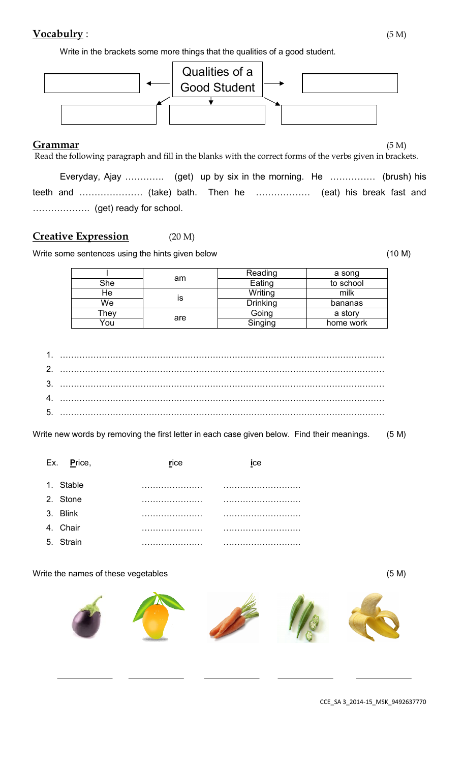## Vocabulry : (5 M)

Write in the brackets some more things that the qualities of a good student.

Qualities of a Good Student

## Grammar (5 M)

Read the following paragraph and fill in the blanks with the correct forms of the verbs given in brackets.

Everyday, Ajay …………. (get) up by six in the morning. He …………… (brush) his teeth and ………………… (take) bath. Then he ……………… (eat) his break fast and ………………. (get) ready for school.

## Creative Expression (20 M)

Write some sentences using the hints given below (10 M)

| I | am | Reading | a song |
|---|---|---|---|
| She | | Eating | to school |
| He | is | Writing | milk |
| We | | Drinking | bananas |
| They | are | Going | a story |
| You | | Singing | home work |

1. ……………………………………………………………………………………………………
2. ……………………………………………………………………………………………………
3. ……………………………………………………………………………………………………
4. ……………………………………………………………………………………………………
5. ……………………………………………………………………………………………………

Write new words by removing the first letter in each case given below. Find their meanings. (5 M)

Ex. **P**rice, **r**ice **i**ce

1. Stable …………………. ……………………….
2. Stone …………………. ……………………….
3. Blink …………………. ……………………….
4. Chair …………………. ……………………….
5. Strain …………………. ……………………….

Write the names of these vegetables (5 M)

\_\_\_\_\_\_\_\_\_\_ \_\_\_\_\_\_\_\_\_\_ \_\_\_\_\_\_\_\_\_\_ \_\_\_\_\_\_\_\_\_\_ \_\_\_\_\_\_\_\_\_\_

CCE_SA 3_2014-15_MSK_9492637770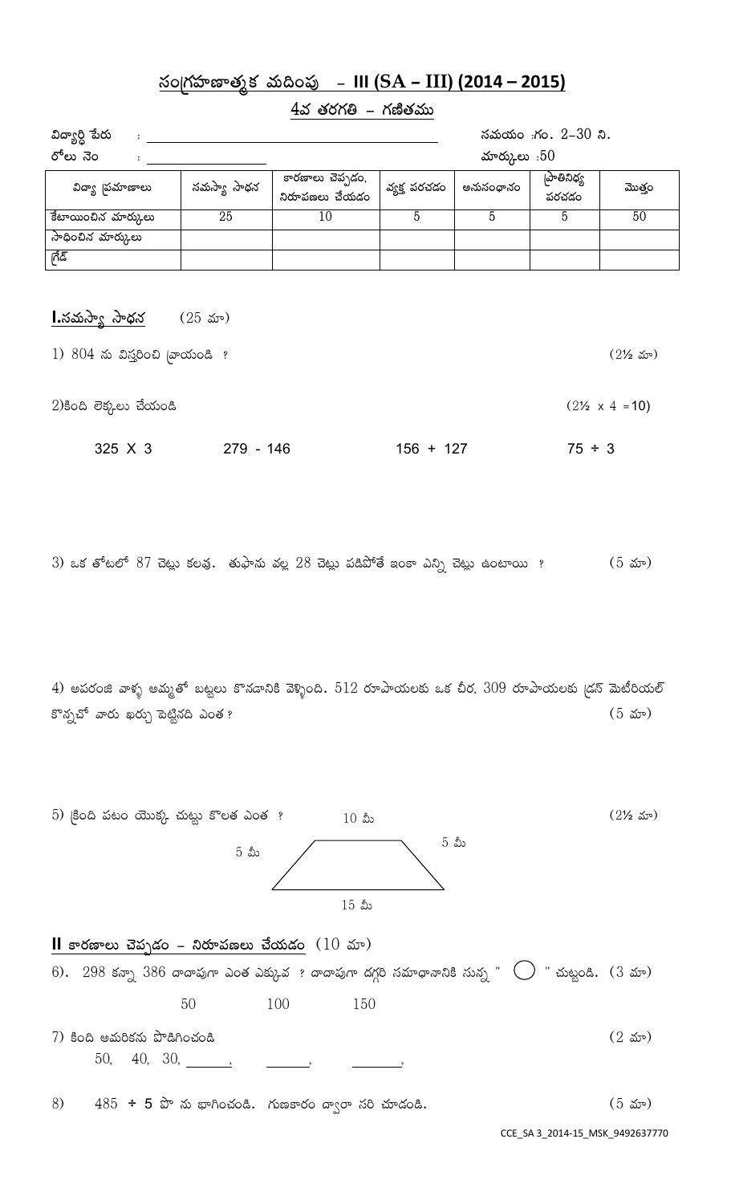# సంగ్రహణాత్మక మదింపు - III (SA – III) (2014 – 2015)

## 4వ తరగతి – గణితము

విద్యార్థి పేరు : ______________________ సమయం :గం. 2-30 ని.

రోలు నెం : ______________ మార్కులు :50

| విద్యా ప్రమాణాలు | సమస్యా సాధన | కారణాలు చెప్పడం, నిరూపణలు చేయడం | వ్యక్త పరచడం | అనుసంధానం | ప్రాతినిధ్య పరచడం | మొత్తం |
|---|---|---|---|---|---|---|
| కేటాయించిన మార్కులు | 25 | 10 | 5 | 5 | 5 | 50 |
| సాధించిన మార్కులు | | | | | | |
| గ్రేడ్ | | | | | | |

## I.సమస్యా సాధన (25 మా)

1) 804 ను విస్తరించి వ్రాయండి ? (2½ మా)

2)కింది లెక్కలు చేయండి (2½ x 4 =10)

325 X 3 279 - 146 156 + 127 75 ÷ 3

3) ఒక తోటలో 87 చెట్లు కలవు. తుఫాను వల్ల 28 చెట్లు పడిపోతే ఇంకా ఎన్ని చెట్లు ఉంటాయి ? (5 మా)

4) అపరంజి వాళ్ళ అమ్మతో బట్టలు కొనడానికి వెళ్ళింది. 512 రూపాయలకు ఒక చీర, 309 రూపాయలకు డ్రస్ మెటీరియల్ కొన్నచో వారు ఖర్చు పెట్టినది ఎంత ? (5 మా)

5) క్రింది పటం యొక్క చుట్టు కొలత ఎంత ? (2½ మా)

(పటం: పై భుజం 10 మీ, కింది భుజం 15 మీ, ప్రక్క భుజాలు 5 మీ, 5 మీ)

## II కారణాలు చెప్పడం - నిరూపణలు చేయడం (10 మా)

6). 298 కన్నా 386 దాదాపుగా ఎంత ఎక్కువ ? దాదాపుగా దగ్గరి సమాధానానికి సున్న " ◯ " చుట్టండి. (3 మా)

50 100 150

7) కింది అమరికను పొడిగించండి (2 మా)

50, 40, 30, ______, ______, ______,

8) 485 ÷ 5 పొ ను భాగించండి. గుణకారం ద్వారా సరి చూడండి. (5 మా)

CCE_SA 3_2014-15_MSK_9492637770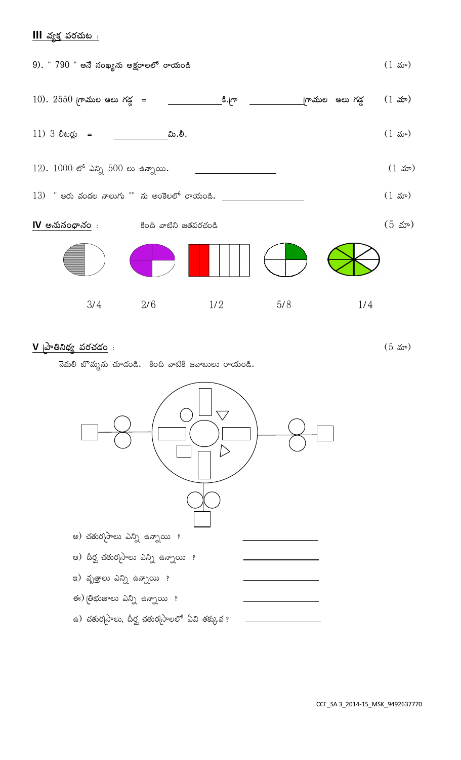## III వ్యక్త పరచుట :

9). " 790 " అనే సంఖ్యను అక్షరాలలో రాయండి (1 మా)

10). 2550 గ్రాముల ఆలు గడ్డ = ____________ కి.గ్రా ____________ గ్రాముల ఆలు గడ్డ (1 మా)

11) 3 లీటర్లు = ____________ మి.లీ. (1 మా)

12). 1000 లో ఎన్ని 500 లు ఉన్నాయి. ____________ (1 మా)

13) " ఆరు వందల నాలుగు "" ను అంకెలలో రాయండి. ____________ (1 మా)

## IV అనుసంధానం : కింది వాటిని జతపరచండి (5 మా)

3/4 2/6 1/2 5/8 1/4

## V ప్రాతినిధ్య పరచడం : (5 మా)

నెమలి బొమ్మను చూడండి. కింది వాటికి జవాబులు రాయండి.

అ) చతురస్రాలు ఎన్ని ఉన్నాయి ? ____________

ఆ) దీర్ఘ చతురస్రాలు ఎన్ని ఉన్నాయి ? ____________

ఇ) వృత్తాలు ఎన్ని ఉన్నాయి ? ____________

ఈ) త్రిభుజాలు ఎన్ని ఉన్నాయి ? ____________

ఉ) చతురస్రాలు, దీర్ఘ చతురస్రాలలో ఏవి తక్కువ ? ____________

CCE_SA 3_2014-15_MSK_9492637770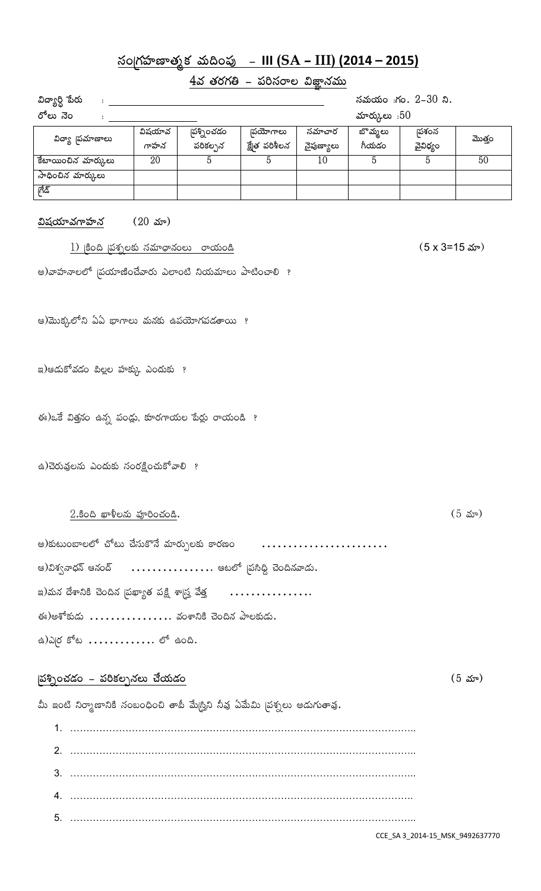## సంగ్రహణాత్మక మదింపు – III (SA – III) (2014 – 2015)

### 4వ తరగతి – పరిసరాల విజ్ఞానము

విద్యార్థి పేరు : ______________________ సమయం :గం. 2–30 ని.

రోలు నెం : ______________ మార్కులు :50

| విద్యా ప్రమాణాలు | విషయావగాహన | ప్రశ్నించడం పరికల్పన | ప్రయోగాలు క్షేత్ర పరిశీలన | సమాచార నైపుణ్యాలు | బొమ్మలు గీయడం | ప్రశంస వైవిధ్యం | మొత్తం |
|---|---|---|---|---|---|---|---|
| కేటాయించిన మార్కులు | 20 | 5 | 5 | 10 | 5 | 5 | 50 |
| సాధించిన మార్కులు | | | | | | | |
| గ్రేడ్ | | | | | | | |

**విషయావగాహన** (20 మా)

1) క్రింది ప్రశ్నలకు సమాధానంలు రాయండి (5 x 3=15 మా)

అ)వాహనాలలో ప్రయాణించేవారు ఎలాంటి నియమాలు పాటించాలి ?

ఆ)మొక్కలోని ఏఏ భాగాలు మనకు ఉపయోగపడతాయి ?

ఇ)ఆడుకోవడం పిల్లల హక్కు ఎందుకు ?

ఈ)ఒకే విత్తనం ఉన్న పండ్లు, కూరగాయల పేర్లు రాయండి ?

ఉ)చెరువులను ఎందుకు సంరక్షించుకోవాలి ?

2.కింది ఖాళీలను పూరించండి. (5 మా)

అ)కుటుంబాలలో చోటు చేసుకొనే మార్పులకు కారణం ........................

ఆ)విశ్వనాథన్ ఆనంద్ ................ ఆటలో ప్రసిద్ధి చెందినవాడు.

ఇ)మన దేశానికి చెందిన ప్రఖ్యాత పక్షి శాస్త్ర వేత్త ................

ఈ)అశోకుడు ................ వంశానికి చెందిన పాలకుడు.

ఉ)ఎర్ర కోట ............. లో ఉంది.

**ప్రశ్నించడం – పరికల్పనలు చేయడం** (5 మా)

మీ ఇంటి నిర్మాణానికి సంబంధించి తాపీ మేస్త్రిని నీవు ఏమేమి ప్రశ్నలు అడుగుతావు.

1. ……………………………………………………………………………………………
2. ……………………………………………………………………………………………
3. ……………………………………………………………………………………………
4. ……………………………………………………………………………………………
5. ……………………………………………………………………………………………

CCE_SA 3_2014-15_MSK_9492637770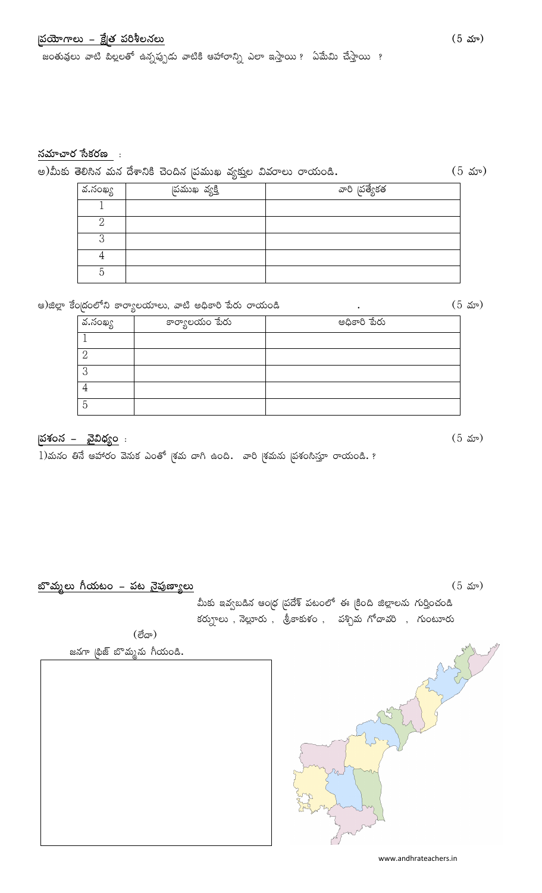## ప్రయోగాలు – క్షేత్ర పరిశీలనలు

(5 మా)

జంతువులు వాటి పిల్లలతో ఉన్నప్పుడు వాటికి ఆహారాన్ని ఎలా ఇస్తాయి ? ఏమేమి చేస్తాయి ?

## సమాచార సేకరణ :

అ)మీకు తెలిసిన మన దేశానికి చెందిన ప్రముఖ వ్యక్తుల వివరాలు రాయండి. (5 మా)

| వ.సంఖ్య | ప్రముఖ వ్యక్తి | వారి ప్రత్యేకత |
|---|---|---|
| 1 | | |
| 2 | | |
| 3 | | |
| 4 | | |
| 5 | | |

ఆ)జిల్లా కేంద్రంలోని కార్యాలయాలు, వాటి అధికారి పేరు రాయండి . (5 మా)

| వ.సంఖ్య | కార్యాలయం పేరు | అధికారి పేరు |
|---|---|---|
| 1 | | |
| 2 | | |
| 3 | | |
| 4 | | |
| 5 | | |

## ప్రశంస – వైవిధ్యం :

(5 మా)

1)మనం తినే ఆహారం వెనుక ఎంతో శ్రమ దాగి ఉంది. వారి శ్రమను ప్రశంసిస్తూ రాయండి. ?

## బొమ్మలు గీయటం – పట నైపుణ్యాలు

(5 మా)

మీకు ఇవ్వబడిన ఆంధ్ర ప్రదేశ్ పటంలో ఈ క్రింది జిల్లాలను గుర్తించండి

కర్నూలు , నెల్లూరు , శ్రీకాకుళం , పశ్చిమ గోదావరి , గుంటూరు

(లేదా)

జనగా ఫ్రిజ్ బొమ్మను గీయండి.